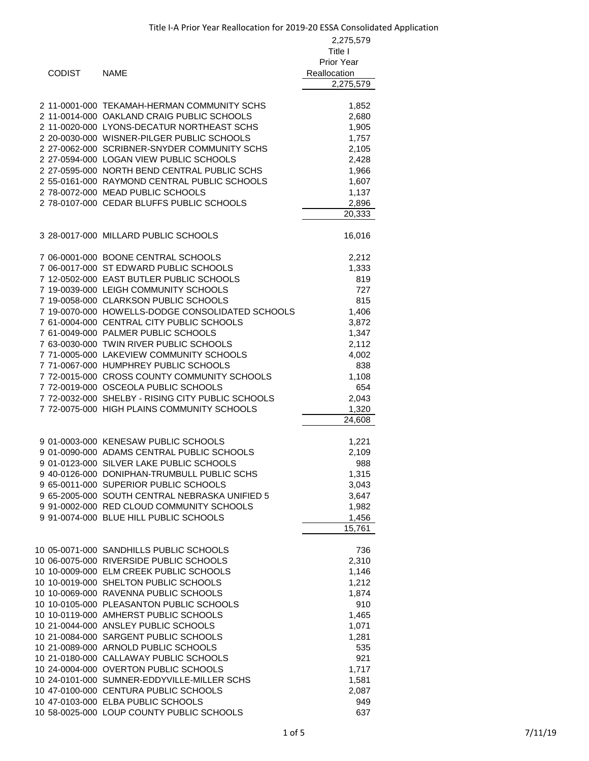# Title I-A Prior Year Reallocation for 2019-20 ESSA Consolidated Application

| CODIST | NAME | 2,275,579 Title I Prior Year Reallocation |
|---|---|---|
| | | 2,275,579 |
| 2 11-0001-000 | TEKAMAH-HERMAN COMMUNITY SCHS | 1,852 |
| 2 11-0014-000 | OAKLAND CRAIG PUBLIC SCHOOLS | 2,680 |
| 2 11-0020-000 | LYONS-DECATUR NORTHEAST SCHS | 1,905 |
| 2 20-0030-000 | WISNER-PILGER PUBLIC SCHOOLS | 1,757 |
| 2 27-0062-000 | SCRIBNER-SNYDER COMMUNITY SCHS | 2,105 |
| 2 27-0594-000 | LOGAN VIEW PUBLIC SCHOOLS | 2,428 |
| 2 27-0595-000 | NORTH BEND CENTRAL PUBLIC SCHS | 1,966 |
| 2 55-0161-000 | RAYMOND CENTRAL PUBLIC SCHOOLS | 1,607 |
| 2 78-0072-000 | MEAD PUBLIC SCHOOLS | 1,137 |
| 2 78-0107-000 | CEDAR BLUFFS PUBLIC SCHOOLS | 2,896 |
| | | 20,333 |
| 3 28-0017-000 | MILLARD PUBLIC SCHOOLS | 16,016 |
| 7 06-0001-000 | BOONE CENTRAL SCHOOLS | 2,212 |
| 7 06-0017-000 | ST EDWARD PUBLIC SCHOOLS | 1,333 |
| 7 12-0502-000 | EAST BUTLER PUBLIC SCHOOLS | 819 |
| 7 19-0039-000 | LEIGH COMMUNITY SCHOOLS | 727 |
| 7 19-0058-000 | CLARKSON PUBLIC SCHOOLS | 815 |
| 7 19-0070-000 | HOWELLS-DODGE CONSOLIDATED SCHOOLS | 1,406 |
| 7 61-0004-000 | CENTRAL CITY PUBLIC SCHOOLS | 3,872 |
| 7 61-0049-000 | PALMER PUBLIC SCHOOLS | 1,347 |
| 7 63-0030-000 | TWIN RIVER PUBLIC SCHOOLS | 2,112 |
| 7 71-0005-000 | LAKEVIEW COMMUNITY SCHOOLS | 4,002 |
| 7 71-0067-000 | HUMPHREY PUBLIC SCHOOLS | 838 |
| 7 72-0015-000 | CROSS COUNTY COMMUNITY SCHOOLS | 1,108 |
| 7 72-0019-000 | OSCEOLA PUBLIC SCHOOLS | 654 |
| 7 72-0032-000 | SHELBY - RISING CITY PUBLIC SCHOOLS | 2,043 |
| 7 72-0075-000 | HIGH PLAINS COMMUNITY SCHOOLS | 1,320 |
| | | 24,608 |
| 9 01-0003-000 | KENESAW PUBLIC SCHOOLS | 1,221 |
| 9 01-0090-000 | ADAMS CENTRAL PUBLIC SCHOOLS | 2,109 |
| 9 01-0123-000 | SILVER LAKE PUBLIC SCHOOLS | 988 |
| 9 40-0126-000 | DONIPHAN-TRUMBULL PUBLIC SCHS | 1,315 |
| 9 65-0011-000 | SUPERIOR PUBLIC SCHOOLS | 3,043 |
| 9 65-2005-000 | SOUTH CENTRAL NEBRASKA UNIFIED 5 | 3,647 |
| 9 91-0002-000 | RED CLOUD COMMUNITY SCHOOLS | 1,982 |
| 9 91-0074-000 | BLUE HILL PUBLIC SCHOOLS | 1,456 |
| | | 15,761 |
| 10 05-0071-000 | SANDHILLS PUBLIC SCHOOLS | 736 |
| 10 06-0075-000 | RIVERSIDE PUBLIC SCHOOLS | 2,310 |
| 10 10-0009-000 | ELM CREEK PUBLIC SCHOOLS | 1,146 |
| 10 10-0019-000 | SHELTON PUBLIC SCHOOLS | 1,212 |
| 10 10-0069-000 | RAVENNA PUBLIC SCHOOLS | 1,874 |
| 10 10-0105-000 | PLEASANTON PUBLIC SCHOOLS | 910 |
| 10 10-0119-000 | AMHERST PUBLIC SCHOOLS | 1,465 |
| 10 21-0044-000 | ANSLEY PUBLIC SCHOOLS | 1,071 |
| 10 21-0084-000 | SARGENT PUBLIC SCHOOLS | 1,281 |
| 10 21-0089-000 | ARNOLD PUBLIC SCHOOLS | 535 |
| 10 21-0180-000 | CALLAWAY PUBLIC SCHOOLS | 921 |
| 10 24-0004-000 | OVERTON PUBLIC SCHOOLS | 1,717 |
| 10 24-0101-000 | SUMNER-EDDYVILLE-MILLER SCHS | 1,581 |
| 10 47-0100-000 | CENTURA PUBLIC SCHOOLS | 2,087 |
| 10 47-0103-000 | ELBA PUBLIC SCHOOLS | 949 |
| 10 58-0025-000 | LOUP COUNTY PUBLIC SCHOOLS | 637 |

7/11/19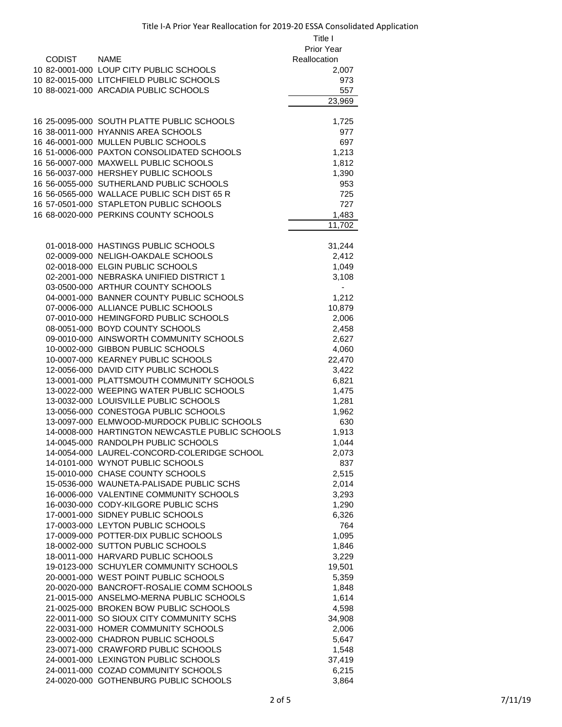Title I-A Prior Year Reallocation for 2019-20 ESSA Consolidated Application

| | CODIST | NAME | Title I Prior Year Reallocation |
|---|---|---|---|
| 10 | 82-0001-000 | LOUP CITY PUBLIC SCHOOLS | 2,007 |
| 10 | 82-0015-000 | LITCHFIELD PUBLIC SCHOOLS | 973 |
| 10 | 88-0021-000 | ARCADIA PUBLIC SCHOOLS | 557 |
| | | | 23,969 |
| | | | |
| 16 | 25-0095-000 | SOUTH PLATTE PUBLIC SCHOOLS | 1,725 |
| 16 | 38-0011-000 | HYANNIS AREA SCHOOLS | 977 |
| 16 | 46-0001-000 | MULLEN PUBLIC SCHOOLS | 697 |
| 16 | 51-0006-000 | PAXTON CONSOLIDATED SCHOOLS | 1,213 |
| 16 | 56-0007-000 | MAXWELL PUBLIC SCHOOLS | 1,812 |
| 16 | 56-0037-000 | HERSHEY PUBLIC SCHOOLS | 1,390 |
| 16 | 56-0055-000 | SUTHERLAND PUBLIC SCHOOLS | 953 |
| 16 | 56-0565-000 | WALLACE PUBLIC SCH DIST 65 R | 725 |
| 16 | 57-0501-000 | STAPLETON PUBLIC SCHOOLS | 727 |
| 16 | 68-0020-000 | PERKINS COUNTY SCHOOLS | 1,483 |
| | | | 11,702 |
| | | | |
| | 01-0018-000 | HASTINGS PUBLIC SCHOOLS | 31,244 |
| | 02-0009-000 | NELIGH-OAKDALE SCHOOLS | 2,412 |
| | 02-0018-000 | ELGIN PUBLIC SCHOOLS | 1,049 |
| | 02-2001-000 | NEBRASKA UNIFIED DISTRICT 1 | 3,108 |
| | 03-0500-000 | ARTHUR COUNTY SCHOOLS | - |
| | 04-0001-000 | BANNER COUNTY PUBLIC SCHOOLS | 1,212 |
| | 07-0006-000 | ALLIANCE PUBLIC SCHOOLS | 10,879 |
| | 07-0010-000 | HEMINGFORD PUBLIC SCHOOLS | 2,006 |
| | 08-0051-000 | BOYD COUNTY SCHOOLS | 2,458 |
| | 09-0010-000 | AINSWORTH COMMUNITY SCHOOLS | 2,627 |
| | 10-0002-000 | GIBBON PUBLIC SCHOOLS | 4,060 |
| | 10-0007-000 | KEARNEY PUBLIC SCHOOLS | 22,470 |
| | 12-0056-000 | DAVID CITY PUBLIC SCHOOLS | 3,422 |
| | 13-0001-000 | PLATTSMOUTH COMMUNITY SCHOOLS | 6,821 |
| | 13-0022-000 | WEEPING WATER PUBLIC SCHOOLS | 1,475 |
| | 13-0032-000 | LOUISVILLE PUBLIC SCHOOLS | 1,281 |
| | 13-0056-000 | CONESTOGA PUBLIC SCHOOLS | 1,962 |
| | 13-0097-000 | ELMWOOD-MURDOCK PUBLIC SCHOOLS | 630 |
| | 14-0008-000 | HARTINGTON NEWCASTLE PUBLIC SCHOOLS | 1,913 |
| | 14-0045-000 | RANDOLPH PUBLIC SCHOOLS | 1,044 |
| | 14-0054-000 | LAUREL-CONCORD-COLERIDGE SCHOOL | 2,073 |
| | 14-0101-000 | WYNOT PUBLIC SCHOOLS | 837 |
| | 15-0010-000 | CHASE COUNTY SCHOOLS | 2,515 |
| | 15-0536-000 | WAUNETA-PALISADE PUBLIC SCHS | 2,014 |
| | 16-0006-000 | VALENTINE COMMUNITY SCHOOLS | 3,293 |
| | 16-0030-000 | CODY-KILGORE PUBLIC SCHS | 1,290 |
| | 17-0001-000 | SIDNEY PUBLIC SCHOOLS | 6,326 |
| | 17-0003-000 | LEYTON PUBLIC SCHOOLS | 764 |
| | 17-0009-000 | POTTER-DIX PUBLIC SCHOOLS | 1,095 |
| | 18-0002-000 | SUTTON PUBLIC SCHOOLS | 1,846 |
| | 18-0011-000 | HARVARD PUBLIC SCHOOLS | 3,229 |
| | 19-0123-000 | SCHUYLER COMMUNITY SCHOOLS | 19,501 |
| | 20-0001-000 | WEST POINT PUBLIC SCHOOLS | 5,359 |
| | 20-0020-000 | BANCROFT-ROSALIE COMM SCHOOLS | 1,848 |
| | 21-0015-000 | ANSELMO-MERNA PUBLIC SCHOOLS | 1,614 |
| | 21-0025-000 | BROKEN BOW PUBLIC SCHOOLS | 4,598 |
| | 22-0011-000 | SO SIOUX CITY COMMUNITY SCHS | 34,908 |
| | 22-0031-000 | HOMER COMMUNITY SCHOOLS | 2,006 |
| | 23-0002-000 | CHADRON PUBLIC SCHOOLS | 5,647 |
| | 23-0071-000 | CRAWFORD PUBLIC SCHOOLS | 1,548 |
| | 24-0001-000 | LEXINGTON PUBLIC SCHOOLS | 37,419 |
| | 24-0011-000 | COZAD COMMUNITY SCHOOLS | 6,215 |
| | 24-0020-000 | GOTHENBURG PUBLIC SCHOOLS | 3,864 |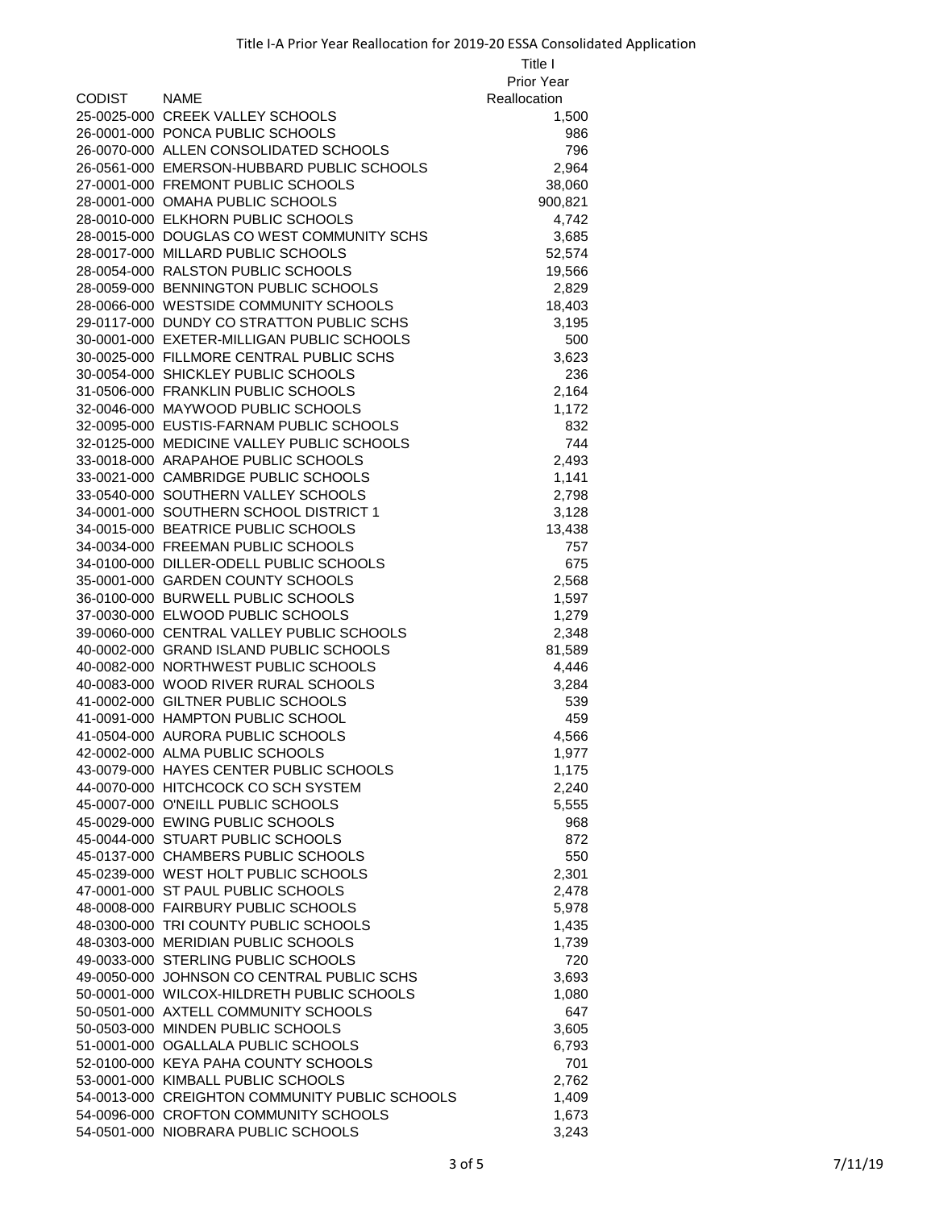Title I-A Prior Year Reallocation for 2019-20 ESSA Consolidated Application

| CODIST | NAME | Title I Prior Year Reallocation |
|---|---|---|
| 25-0025-000 | CREEK VALLEY SCHOOLS | 1,500 |
| 26-0001-000 | PONCA PUBLIC SCHOOLS | 986 |
| 26-0070-000 | ALLEN CONSOLIDATED SCHOOLS | 796 |
| 26-0561-000 | EMERSON-HUBBARD PUBLIC SCHOOLS | 2,964 |
| 27-0001-000 | FREMONT PUBLIC SCHOOLS | 38,060 |
| 28-0001-000 | OMAHA PUBLIC SCHOOLS | 900,821 |
| 28-0010-000 | ELKHORN PUBLIC SCHOOLS | 4,742 |
| 28-0015-000 | DOUGLAS CO WEST COMMUNITY SCHS | 3,685 |
| 28-0017-000 | MILLARD PUBLIC SCHOOLS | 52,574 |
| 28-0054-000 | RALSTON PUBLIC SCHOOLS | 19,566 |
| 28-0059-000 | BENNINGTON PUBLIC SCHOOLS | 2,829 |
| 28-0066-000 | WESTSIDE COMMUNITY SCHOOLS | 18,403 |
| 29-0117-000 | DUNDY CO STRATTON PUBLIC SCHS | 3,195 |
| 30-0001-000 | EXETER-MILLIGAN PUBLIC SCHOOLS | 500 |
| 30-0025-000 | FILLMORE CENTRAL PUBLIC SCHS | 3,623 |
| 30-0054-000 | SHICKLEY PUBLIC SCHOOLS | 236 |
| 31-0506-000 | FRANKLIN PUBLIC SCHOOLS | 2,164 |
| 32-0046-000 | MAYWOOD PUBLIC SCHOOLS | 1,172 |
| 32-0095-000 | EUSTIS-FARNAM PUBLIC SCHOOLS | 832 |
| 32-0125-000 | MEDICINE VALLEY PUBLIC SCHOOLS | 744 |
| 33-0018-000 | ARAPAHOE PUBLIC SCHOOLS | 2,493 |
| 33-0021-000 | CAMBRIDGE PUBLIC SCHOOLS | 1,141 |
| 33-0540-000 | SOUTHERN VALLEY SCHOOLS | 2,798 |
| 34-0001-000 | SOUTHERN SCHOOL DISTRICT 1 | 3,128 |
| 34-0015-000 | BEATRICE PUBLIC SCHOOLS | 13,438 |
| 34-0034-000 | FREEMAN PUBLIC SCHOOLS | 757 |
| 34-0100-000 | DILLER-ODELL PUBLIC SCHOOLS | 675 |
| 35-0001-000 | GARDEN COUNTY SCHOOLS | 2,568 |
| 36-0100-000 | BURWELL PUBLIC SCHOOLS | 1,597 |
| 37-0030-000 | ELWOOD PUBLIC SCHOOLS | 1,279 |
| 39-0060-000 | CENTRAL VALLEY PUBLIC SCHOOLS | 2,348 |
| 40-0002-000 | GRAND ISLAND PUBLIC SCHOOLS | 81,589 |
| 40-0082-000 | NORTHWEST PUBLIC SCHOOLS | 4,446 |
| 40-0083-000 | WOOD RIVER RURAL SCHOOLS | 3,284 |
| 41-0002-000 | GILTNER PUBLIC SCHOOLS | 539 |
| 41-0091-000 | HAMPTON PUBLIC SCHOOL | 459 |
| 41-0504-000 | AURORA PUBLIC SCHOOLS | 4,566 |
| 42-0002-000 | ALMA PUBLIC SCHOOLS | 1,977 |
| 43-0079-000 | HAYES CENTER PUBLIC SCHOOLS | 1,175 |
| 44-0070-000 | HITCHCOCK CO SCH SYSTEM | 2,240 |
| 45-0007-000 | O'NEILL PUBLIC SCHOOLS | 5,555 |
| 45-0029-000 | EWING PUBLIC SCHOOLS | 968 |
| 45-0044-000 | STUART PUBLIC SCHOOLS | 872 |
| 45-0137-000 | CHAMBERS PUBLIC SCHOOLS | 550 |
| 45-0239-000 | WEST HOLT PUBLIC SCHOOLS | 2,301 |
| 47-0001-000 | ST PAUL PUBLIC SCHOOLS | 2,478 |
| 48-0008-000 | FAIRBURY PUBLIC SCHOOLS | 5,978 |
| 48-0300-000 | TRI COUNTY PUBLIC SCHOOLS | 1,435 |
| 48-0303-000 | MERIDIAN PUBLIC SCHOOLS | 1,739 |
| 49-0033-000 | STERLING PUBLIC SCHOOLS | 720 |
| 49-0050-000 | JOHNSON CO CENTRAL PUBLIC SCHS | 3,693 |
| 50-0001-000 | WILCOX-HILDRETH PUBLIC SCHOOLS | 1,080 |
| 50-0501-000 | AXTELL COMMUNITY SCHOOLS | 647 |
| 50-0503-000 | MINDEN PUBLIC SCHOOLS | 3,605 |
| 51-0001-000 | OGALLALA PUBLIC SCHOOLS | 6,793 |
| 52-0100-000 | KEYA PAHA COUNTY SCHOOLS | 701 |
| 53-0001-000 | KIMBALL PUBLIC SCHOOLS | 2,762 |
| 54-0013-000 | CREIGHTON COMMUNITY PUBLIC SCHOOLS | 1,409 |
| 54-0096-000 | CROFTON COMMUNITY SCHOOLS | 1,673 |
| 54-0501-000 | NIOBRARA PUBLIC SCHOOLS | 3,243 |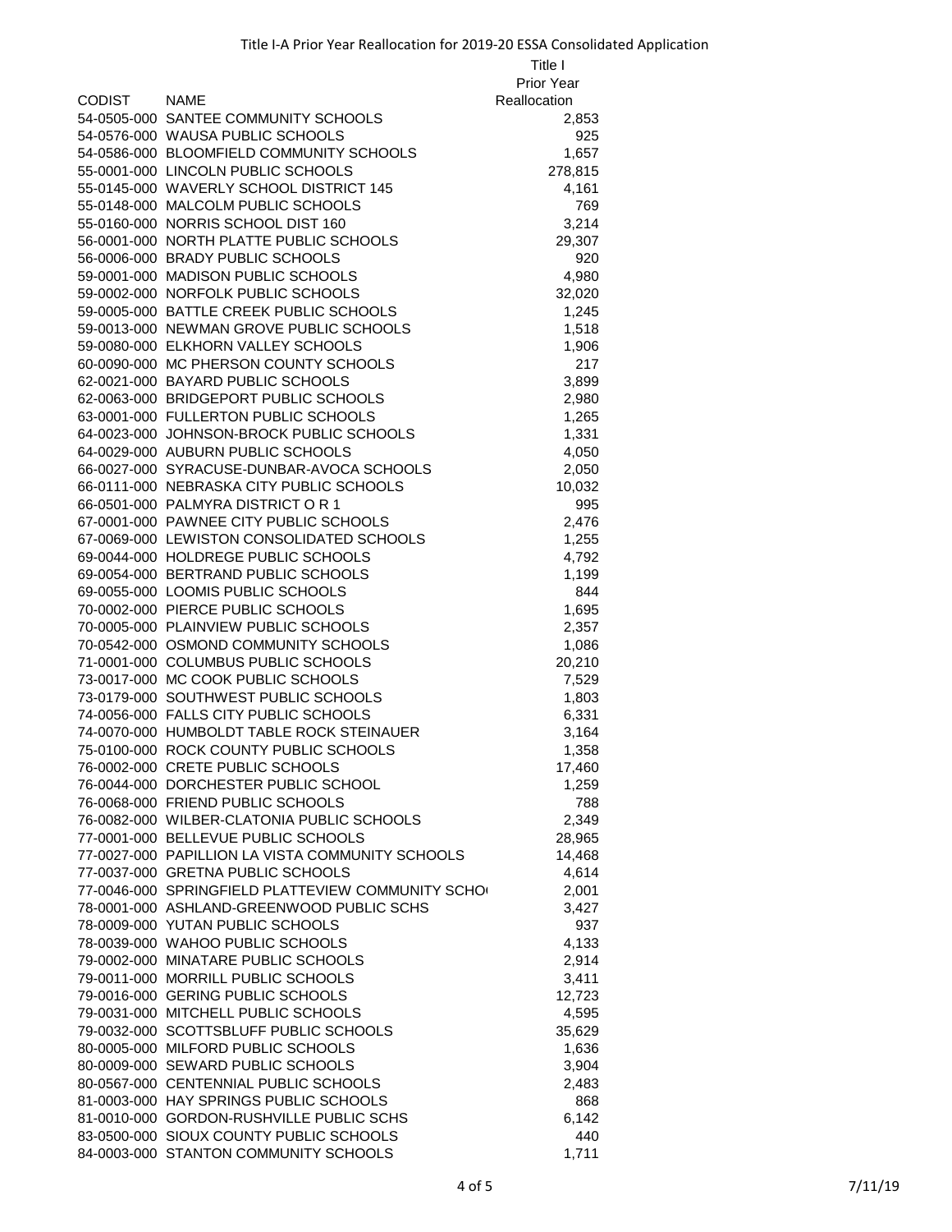Title I-A Prior Year Reallocation for 2019-20 ESSA Consolidated Application

| CODIST | NAME | Title I Prior Year Reallocation |
|---|---|---|
| 54-0505-000 | SANTEE COMMUNITY SCHOOLS | 2,853 |
| 54-0576-000 | WAUSA PUBLIC SCHOOLS | 925 |
| 54-0586-000 | BLOOMFIELD COMMUNITY SCHOOLS | 1,657 |
| 55-0001-000 | LINCOLN PUBLIC SCHOOLS | 278,815 |
| 55-0145-000 | WAVERLY SCHOOL DISTRICT 145 | 4,161 |
| 55-0148-000 | MALCOLM PUBLIC SCHOOLS | 769 |
| 55-0160-000 | NORRIS SCHOOL DIST 160 | 3,214 |
| 56-0001-000 | NORTH PLATTE PUBLIC SCHOOLS | 29,307 |
| 56-0006-000 | BRADY PUBLIC SCHOOLS | 920 |
| 59-0001-000 | MADISON PUBLIC SCHOOLS | 4,980 |
| 59-0002-000 | NORFOLK PUBLIC SCHOOLS | 32,020 |
| 59-0005-000 | BATTLE CREEK PUBLIC SCHOOLS | 1,245 |
| 59-0013-000 | NEWMAN GROVE PUBLIC SCHOOLS | 1,518 |
| 59-0080-000 | ELKHORN VALLEY SCHOOLS | 1,906 |
| 60-0090-000 | MC PHERSON COUNTY SCHOOLS | 217 |
| 62-0021-000 | BAYARD PUBLIC SCHOOLS | 3,899 |
| 62-0063-000 | BRIDGEPORT PUBLIC SCHOOLS | 2,980 |
| 63-0001-000 | FULLERTON PUBLIC SCHOOLS | 1,265 |
| 64-0023-000 | JOHNSON-BROCK PUBLIC SCHOOLS | 1,331 |
| 64-0029-000 | AUBURN PUBLIC SCHOOLS | 4,050 |
| 66-0027-000 | SYRACUSE-DUNBAR-AVOCA SCHOOLS | 2,050 |
| 66-0111-000 | NEBRASKA CITY PUBLIC SCHOOLS | 10,032 |
| 66-0501-000 | PALMYRA DISTRICT O R 1 | 995 |
| 67-0001-000 | PAWNEE CITY PUBLIC SCHOOLS | 2,476 |
| 67-0069-000 | LEWISTON CONSOLIDATED SCHOOLS | 1,255 |
| 69-0044-000 | HOLDREGE PUBLIC SCHOOLS | 4,792 |
| 69-0054-000 | BERTRAND PUBLIC SCHOOLS | 1,199 |
| 69-0055-000 | LOOMIS PUBLIC SCHOOLS | 844 |
| 70-0002-000 | PIERCE PUBLIC SCHOOLS | 1,695 |
| 70-0005-000 | PLAINVIEW PUBLIC SCHOOLS | 2,357 |
| 70-0542-000 | OSMOND COMMUNITY SCHOOLS | 1,086 |
| 71-0001-000 | COLUMBUS PUBLIC SCHOOLS | 20,210 |
| 73-0017-000 | MC COOK PUBLIC SCHOOLS | 7,529 |
| 73-0179-000 | SOUTHWEST PUBLIC SCHOOLS | 1,803 |
| 74-0056-000 | FALLS CITY PUBLIC SCHOOLS | 6,331 |
| 74-0070-000 | HUMBOLDT TABLE ROCK STEINAUER | 3,164 |
| 75-0100-000 | ROCK COUNTY PUBLIC SCHOOLS | 1,358 |
| 76-0002-000 | CRETE PUBLIC SCHOOLS | 17,460 |
| 76-0044-000 | DORCHESTER PUBLIC SCHOOL | 1,259 |
| 76-0068-000 | FRIEND PUBLIC SCHOOLS | 788 |
| 76-0082-000 | WILBER-CLATONIA PUBLIC SCHOOLS | 2,349 |
| 77-0001-000 | BELLEVUE PUBLIC SCHOOLS | 28,965 |
| 77-0027-000 | PAPILLION LA VISTA COMMUNITY SCHOOLS | 14,468 |
| 77-0037-000 | GRETNA PUBLIC SCHOOLS | 4,614 |
| 77-0046-000 | SPRINGFIELD PLATTEVIEW COMMUNITY SCHO | 2,001 |
| 78-0001-000 | ASHLAND-GREENWOOD PUBLIC SCHS | 3,427 |
| 78-0009-000 | YUTAN PUBLIC SCHOOLS | 937 |
| 78-0039-000 | WAHOO PUBLIC SCHOOLS | 4,133 |
| 79-0002-000 | MINATARE PUBLIC SCHOOLS | 2,914 |
| 79-0011-000 | MORRILL PUBLIC SCHOOLS | 3,411 |
| 79-0016-000 | GERING PUBLIC SCHOOLS | 12,723 |
| 79-0031-000 | MITCHELL PUBLIC SCHOOLS | 4,595 |
| 79-0032-000 | SCOTTSBLUFF PUBLIC SCHOOLS | 35,629 |
| 80-0005-000 | MILFORD PUBLIC SCHOOLS | 1,636 |
| 80-0009-000 | SEWARD PUBLIC SCHOOLS | 3,904 |
| 80-0567-000 | CENTENNIAL PUBLIC SCHOOLS | 2,483 |
| 81-0003-000 | HAY SPRINGS PUBLIC SCHOOLS | 868 |
| 81-0010-000 | GORDON-RUSHVILLE PUBLIC SCHS | 6,142 |
| 83-0500-000 | SIOUX COUNTY PUBLIC SCHOOLS | 440 |
| 84-0003-000 | STANTON COMMUNITY SCHOOLS | 1,711 |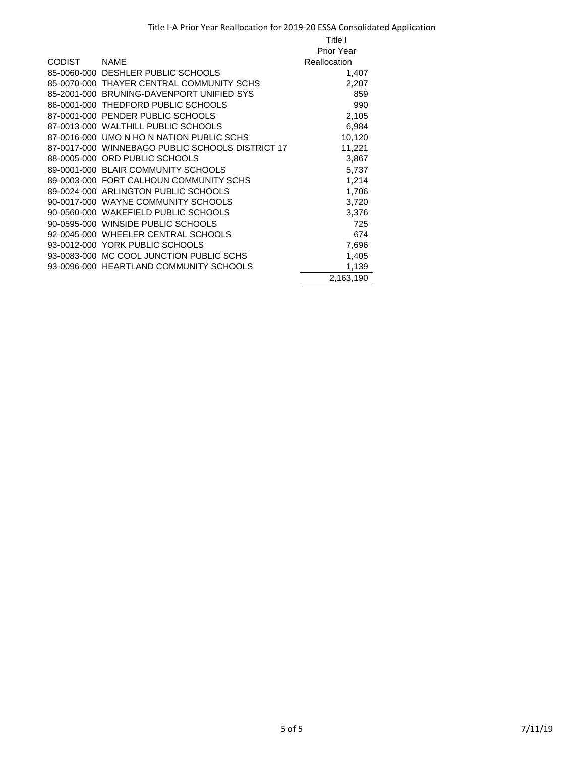Title I-A Prior Year Reallocation for 2019-20 ESSA Consolidated Application

| CODIST | NAME | Title I Prior Year Reallocation |
|---|---|---|
| 85-0060-000 | DESHLER PUBLIC SCHOOLS | 1,407 |
| 85-0070-000 | THAYER CENTRAL COMMUNITY SCHS | 2,207 |
| 85-2001-000 | BRUNING-DAVENPORT UNIFIED SYS | 859 |
| 86-0001-000 | THEDFORD PUBLIC SCHOOLS | 990 |
| 87-0001-000 | PENDER PUBLIC SCHOOLS | 2,105 |
| 87-0013-000 | WALTHILL PUBLIC SCHOOLS | 6,984 |
| 87-0016-000 | UMO N HO N NATION PUBLIC SCHS | 10,120 |
| 87-0017-000 | WINNEBAGO PUBLIC SCHOOLS DISTRICT 17 | 11,221 |
| 88-0005-000 | ORD PUBLIC SCHOOLS | 3,867 |
| 89-0001-000 | BLAIR COMMUNITY SCHOOLS | 5,737 |
| 89-0003-000 | FORT CALHOUN COMMUNITY SCHS | 1,214 |
| 89-0024-000 | ARLINGTON PUBLIC SCHOOLS | 1,706 |
| 90-0017-000 | WAYNE COMMUNITY SCHOOLS | 3,720 |
| 90-0560-000 | WAKEFIELD PUBLIC SCHOOLS | 3,376 |
| 90-0595-000 | WINSIDE PUBLIC SCHOOLS | 725 |
| 92-0045-000 | WHEELER CENTRAL SCHOOLS | 674 |
| 93-0012-000 | YORK PUBLIC SCHOOLS | 7,696 |
| 93-0083-000 | MC COOL JUNCTION PUBLIC SCHS | 1,405 |
| 93-0096-000 | HEARTLAND COMMUNITY SCHOOLS | 1,139 |
| | | 2,163,190 |

7/11/19